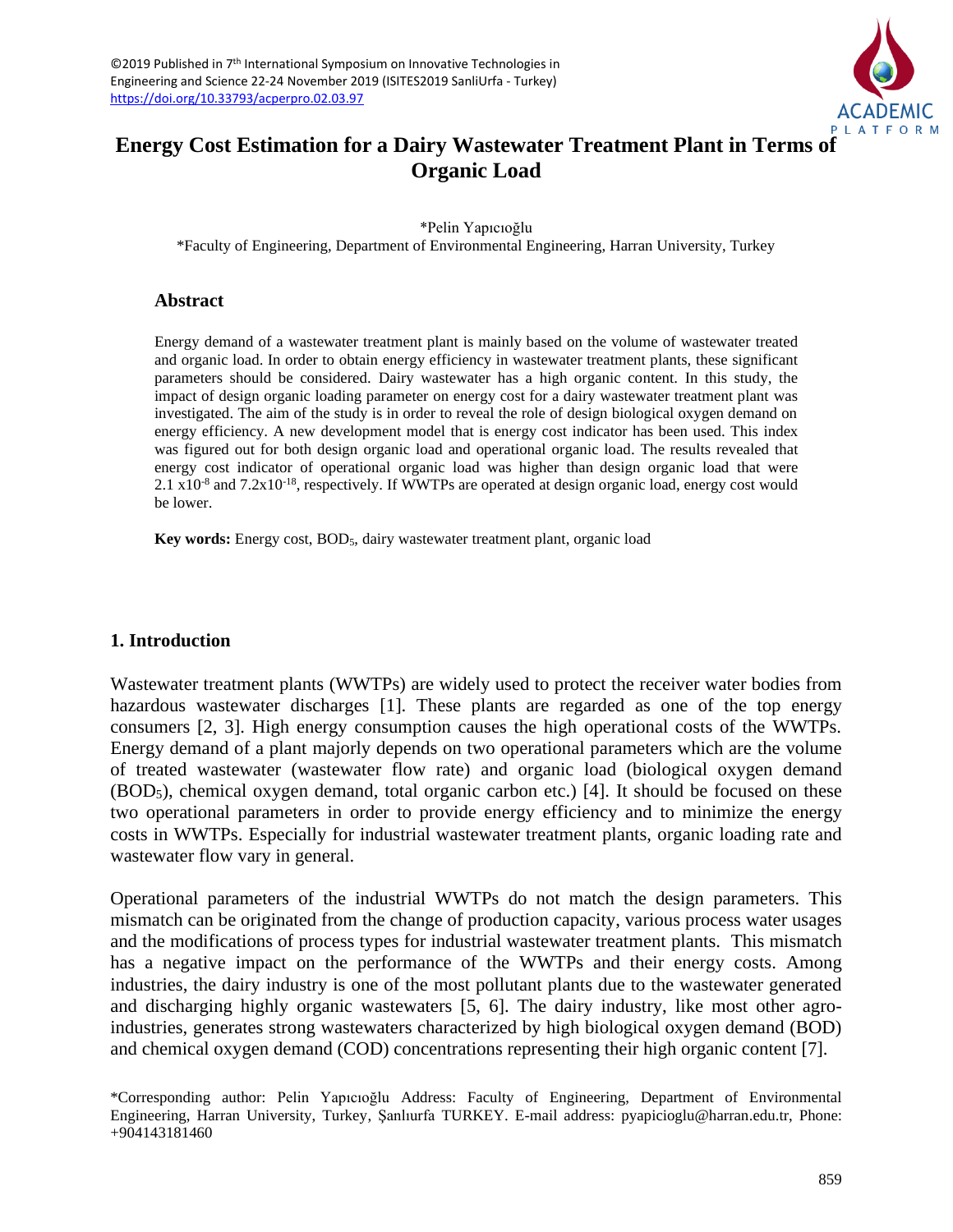©2019 Published in 7th International Symposium on Innovative Technologies in Engineering and Science 22-24 November 2019 (ISITES2019 SanliUrfa - Turkey)
https://doi.org/10.33793/acperpro.02.03.97

# Energy Cost Estimation for a Dairy Wastewater Treatment Plant in Terms of Organic Load

*Pelin Yapıcıoğlu

*Faculty of Engineering, Department of Environmental Engineering, Harran University, Turkey

## Abstract

Energy demand of a wastewater treatment plant is mainly based on the volume of wastewater treated and organic load. In order to obtain energy efficiency in wastewater treatment plants, these significant parameters should be considered. Dairy wastewater has a high organic content. In this study, the impact of design organic loading parameter on energy cost for a dairy wastewater treatment plant was investigated. The aim of the study is in order to reveal the role of design biological oxygen demand on energy efficiency. A new development model that is energy cost indicator has been used. This index was figured out for both design organic load and operational organic load. The results revealed that energy cost indicator of operational organic load was higher than design organic load that were $2.1 \times 10^{-8}$ and $7.2 \times 10^{-18}$, respectively. If WWTPs are operated at design organic load, energy cost would be lower.

**Key words:** Energy cost, $BOD_5$, dairy wastewater treatment plant, organic load

## 1. Introduction

Wastewater treatment plants (WWTPs) are widely used to protect the receiver water bodies from hazardous wastewater discharges [1]. These plants are regarded as one of the top energy consumers [2, 3]. High energy consumption causes the high operational costs of the WWTPs. Energy demand of a plant majorly depends on two operational parameters which are the volume of treated wastewater (wastewater flow rate) and organic load (biological oxygen demand ($BOD_5$), chemical oxygen demand, total organic carbon etc.) [4]. It should be focused on these two operational parameters in order to provide energy efficiency and to minimize the energy costs in WWTPs. Especially for industrial wastewater treatment plants, organic loading rate and wastewater flow vary in general.

Operational parameters of the industrial WWTPs do not match the design parameters. This mismatch can be originated from the change of production capacity, various process water usages and the modifications of process types for industrial wastewater treatment plants. This mismatch has a negative impact on the performance of the WWTPs and their energy costs. Among industries, the dairy industry is one of the most pollutant plants due to the wastewater generated and discharging highly organic wastewaters [5, 6]. The dairy industry, like most other agro-industries, generates strong wastewaters characterized by high biological oxygen demand (BOD) and chemical oxygen demand (COD) concentrations representing their high organic content [7].

*Corresponding author: Pelin Yapıcıoğlu Address: Faculty of Engineering, Department of Environmental Engineering, Harran University, Turkey, Şanlıurfa TURKEY. E-mail address: pyapicioglu@harran.edu.tr, Phone: +904143181460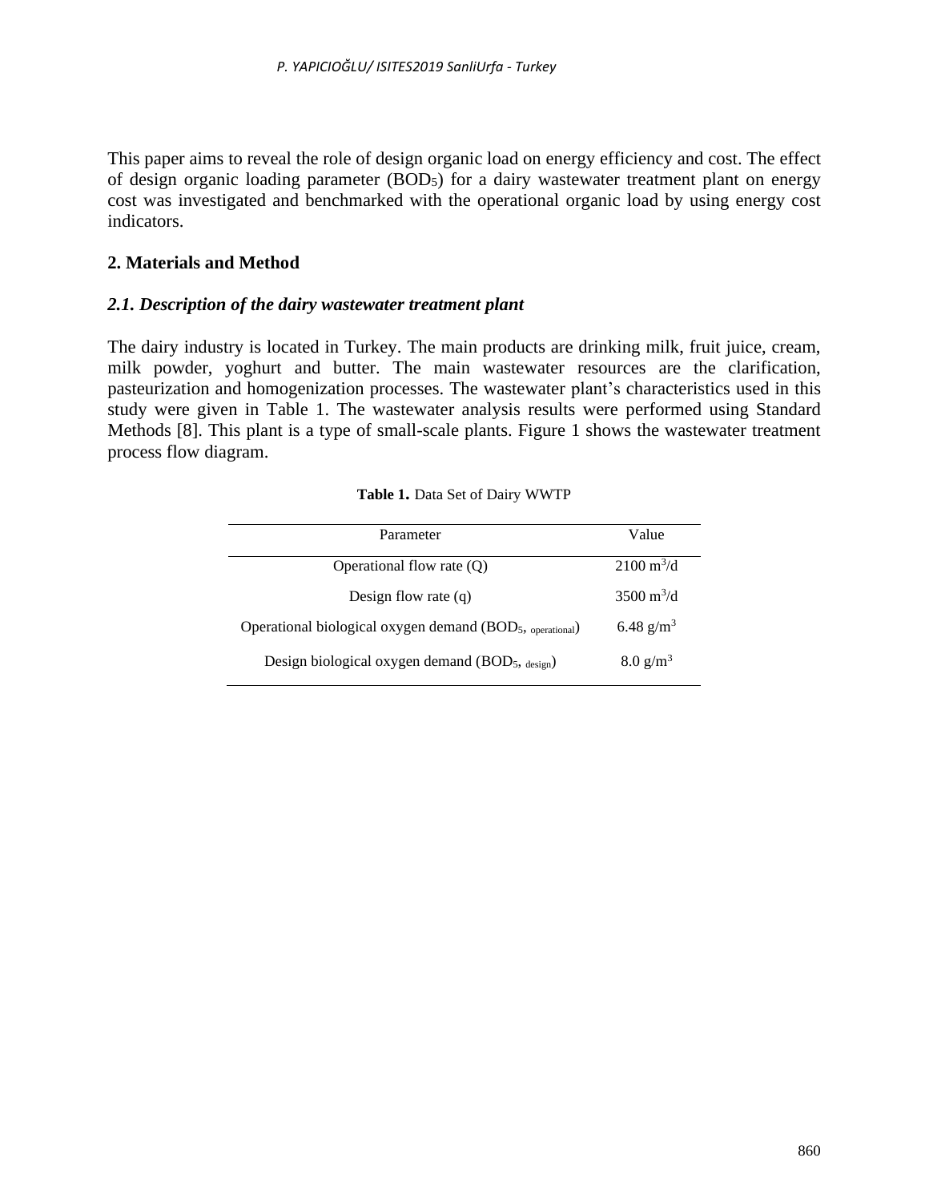This paper aims to reveal the role of design organic load on energy efficiency and cost. The effect of design organic loading parameter ($BOD_5$) for a dairy wastewater treatment plant on energy cost was investigated and benchmarked with the operational organic load by using energy cost indicators.

## 2. Materials and Method

### *2.1. Description of the dairy wastewater treatment plant*

The dairy industry is located in Turkey. The main products are drinking milk, fruit juice, cream, milk powder, yoghurt and butter. The main wastewater resources are the clarification, pasteurization and homogenization processes. The wastewater plant's characteristics used in this study were given in Table 1. The wastewater analysis results were performed using Standard Methods [8]. This plant is a type of small-scale plants. Figure 1 shows the wastewater treatment process flow diagram.

**Table 1.** Data Set of Dairy WWTP

| Parameter | Value |
|---|---|
| Operational flow rate (Q) | 2100 $m^3/d$ |
| Design flow rate (q) | 3500 $m^3/d$ |
| Operational biological oxygen demand ($BOD_{5,\ operational}$) | 6.48 $g/m^3$ |
| Design biological oxygen demand ($BOD_{5,\ design}$) | 8.0 $g/m^3$ |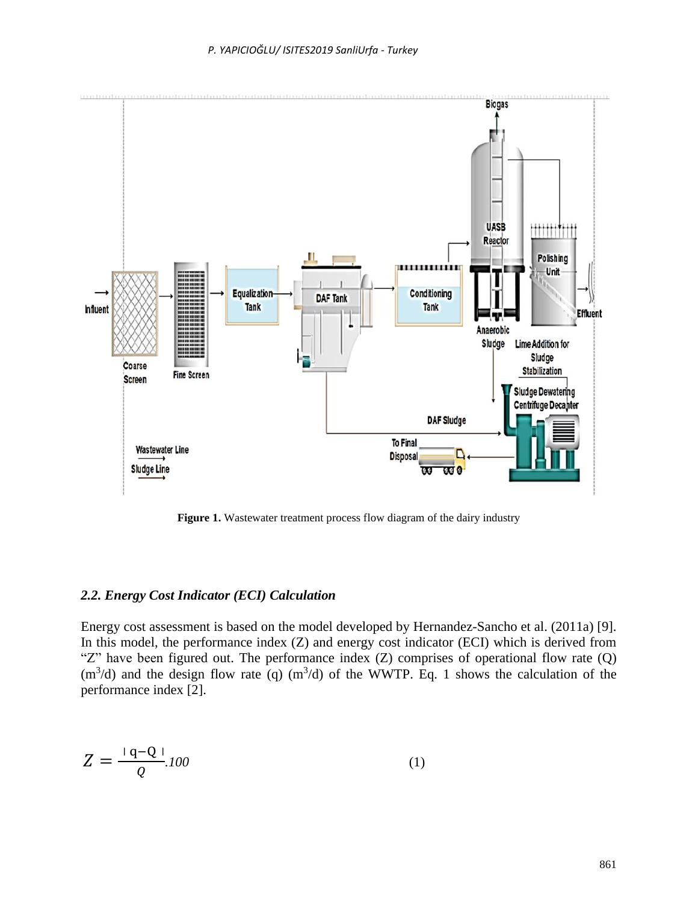**Figure 1.** Wastewater treatment process flow diagram of the dairy industry

### *2.2. Energy Cost Indicator (ECI) Calculation*

Energy cost assessment is based on the model developed by Hernandez-Sancho et al. (2011a) [9]. In this model, the performance index (Z) and energy cost indicator (ECI) which is derived from "Z" have been figured out. The performance index (Z) comprises of operational flow rate (Q) ($m^3/d$) and the design flow rate (q) ($m^3/d$) of the WWTP. Eq. 1 shows the calculation of the performance index [2].

$$Z = \frac{|q-Q|}{Q}.100 \tag{1}$$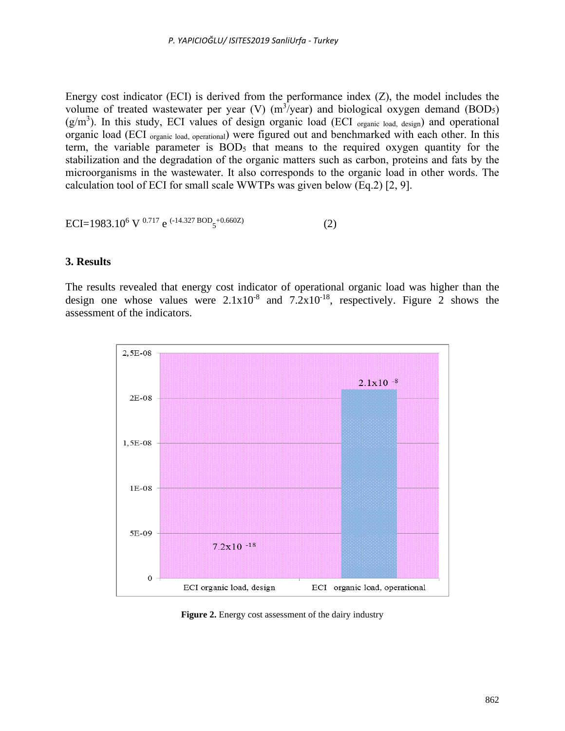Energy cost indicator (ECI) is derived from the performance index (Z), the model includes the volume of treated wastewater per year (V) ($m^3$/year) and biological oxygen demand ($BOD_5$) ($g/m^3$). In this study, ECI values of design organic load ($ECI_{organic\ load,\ design}$) and operational organic load ($ECI_{organic\ load,\ operational}$) were figured out and benchmarked with each other. In this term, the variable parameter is $BOD_5$ that means to the required oxygen quantity for the stabilization and the degradation of the organic matters such as carbon, proteins and fats by the microorganisms in the wastewater. It also corresponds to the organic load in other words. The calculation tool of ECI for small scale WWTPs was given below (Eq.2) [2, 9].

$$ECI = 1983.10^6 \, V^{0.717} \, e^{(-14.327 \, BOD_5 + 0.660Z)} \tag{2}$$

## 3. Results

The results revealed that energy cost indicator of operational organic load was higher than the design one whose values were $2.1 \times 10^{-8}$ and $7.2 \times 10^{-18}$, respectively. Figure 2 shows the assessment of the indicators.

**Figure 2.** Energy cost assessment of the dairy industry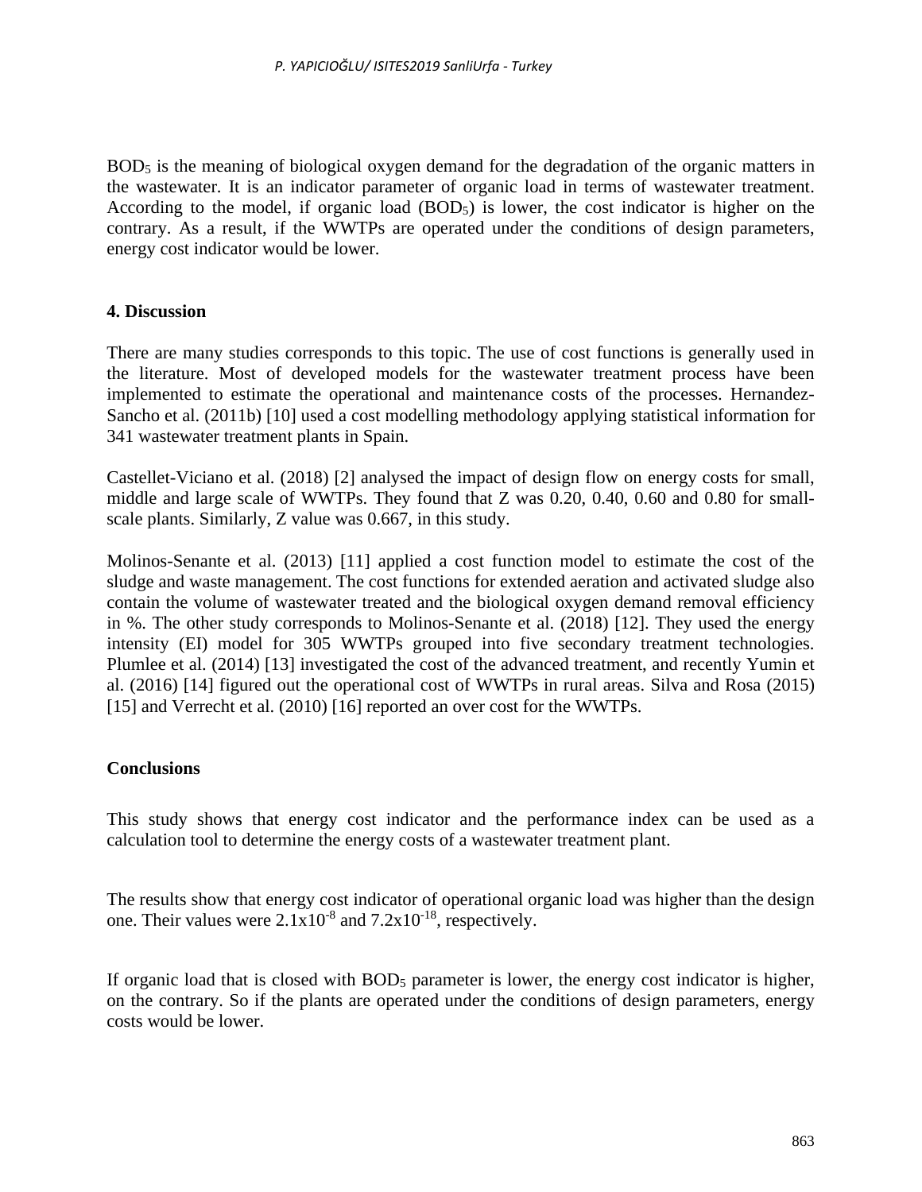$BOD_5$ is the meaning of biological oxygen demand for the degradation of the organic matters in the wastewater. It is an indicator parameter of organic load in terms of wastewater treatment. According to the model, if organic load ($BOD_5$) is lower, the cost indicator is higher on the contrary. As a result, if the WWTPs are operated under the conditions of design parameters, energy cost indicator would be lower.

## 4. Discussion

There are many studies corresponds to this topic. The use of cost functions is generally used in the literature. Most of developed models for the wastewater treatment process have been implemented to estimate the operational and maintenance costs of the processes. Hernandez-Sancho et al. (2011b) [10] used a cost modelling methodology applying statistical information for 341 wastewater treatment plants in Spain.

Castellet-Viciano et al. (2018) [2] analysed the impact of design flow on energy costs for small, middle and large scale of WWTPs. They found that Z was 0.20, 0.40, 0.60 and 0.80 for small-scale plants. Similarly, Z value was 0.667, in this study.

Molinos-Senante et al. (2013) [11] applied a cost function model to estimate the cost of the sludge and waste management. The cost functions for extended aeration and activated sludge also contain the volume of wastewater treated and the biological oxygen demand removal efficiency in %. The other study corresponds to Molinos-Senante et al. (2018) [12]. They used the energy intensity (EI) model for 305 WWTPs grouped into five secondary treatment technologies. Plumlee et al. (2014) [13] investigated the cost of the advanced treatment, and recently Yumin et al. (2016) [14] figured out the operational cost of WWTPs in rural areas. Silva and Rosa (2015) [15] and Verrecht et al. (2010) [16] reported an over cost for the WWTPs.

## Conclusions

This study shows that energy cost indicator and the performance index can be used as a calculation tool to determine the energy costs of a wastewater treatment plant.

The results show that energy cost indicator of operational organic load was higher than the design one. Their values were $2.1 \times 10^{-8}$ and $7.2 \times 10^{-18}$, respectively.

If organic load that is closed with $BOD_5$ parameter is lower, the energy cost indicator is higher, on the contrary. So if the plants are operated under the conditions of design parameters, energy costs would be lower.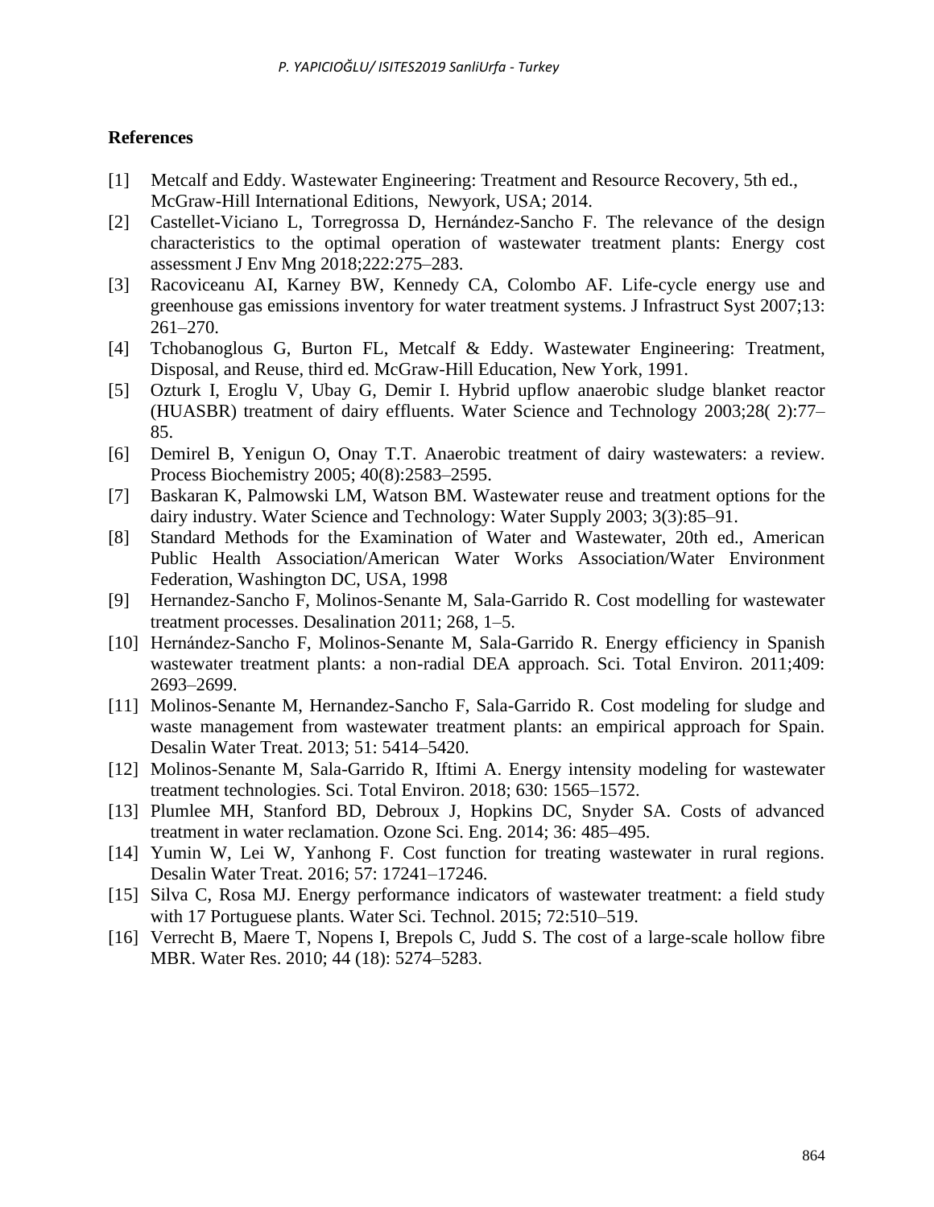## References

[1] Metcalf and Eddy. Wastewater Engineering: Treatment and Resource Recovery, 5th ed., McGraw-Hill International Editions, Newyork, USA; 2014.

[2] Castellet-Viciano L, Torregrossa D, Hernández-Sancho F. The relevance of the design characteristics to the optimal operation of wastewater treatment plants: Energy cost assessment J Env Mng 2018;222:275–283.

[3] Racoviceanu AI, Karney BW, Kennedy CA, Colombo AF. Life-cycle energy use and greenhouse gas emissions inventory for water treatment systems. J Infrastruct Syst 2007;13: 261–270.

[4] Tchobanoglous G, Burton FL, Metcalf & Eddy. Wastewater Engineering: Treatment, Disposal, and Reuse, third ed. McGraw-Hill Education, New York, 1991.

[5] Ozturk I, Eroglu V, Ubay G, Demir I. Hybrid upflow anaerobic sludge blanket reactor (HUASBR) treatment of dairy effluents. Water Science and Technology 2003;28( 2):77–85.

[6] Demirel B, Yenigun O, Onay T.T. Anaerobic treatment of dairy wastewaters: a review. Process Biochemistry 2005; 40(8):2583–2595.

[7] Baskaran K, Palmowski LM, Watson BM. Wastewater reuse and treatment options for the dairy industry. Water Science and Technology: Water Supply 2003; 3(3):85–91.

[8] Standard Methods for the Examination of Water and Wastewater, 20th ed., American Public Health Association/American Water Works Association/Water Environment Federation, Washington DC, USA, 1998

[9] Hernandez-Sancho F, Molinos-Senante M, Sala-Garrido R. Cost modelling for wastewater treatment processes. Desalination 2011; 268, 1–5.

[10] Hernández-Sancho F, Molinos-Senante M, Sala-Garrido R. Energy efficiency in Spanish wastewater treatment plants: a non-radial DEA approach. Sci. Total Environ. 2011;409: 2693–2699.

[11] Molinos-Senante M, Hernandez-Sancho F, Sala-Garrido R. Cost modeling for sludge and waste management from wastewater treatment plants: an empirical approach for Spain. Desalin Water Treat. 2013; 51: 5414–5420.

[12] Molinos-Senante M, Sala-Garrido R, Iftimi A. Energy intensity modeling for wastewater treatment technologies. Sci. Total Environ. 2018; 630: 1565–1572.

[13] Plumlee MH, Stanford BD, Debroux J, Hopkins DC, Snyder SA. Costs of advanced treatment in water reclamation. Ozone Sci. Eng. 2014; 36: 485–495.

[14] Yumin W, Lei W, Yanhong F. Cost function for treating wastewater in rural regions. Desalin Water Treat. 2016; 57: 17241–17246.

[15] Silva C, Rosa MJ. Energy performance indicators of wastewater treatment: a field study with 17 Portuguese plants. Water Sci. Technol. 2015; 72:510–519.

[16] Verrecht B, Maere T, Nopens I, Brepols C, Judd S. The cost of a large-scale hollow fibre MBR. Water Res. 2010; 44 (18): 5274–5283.